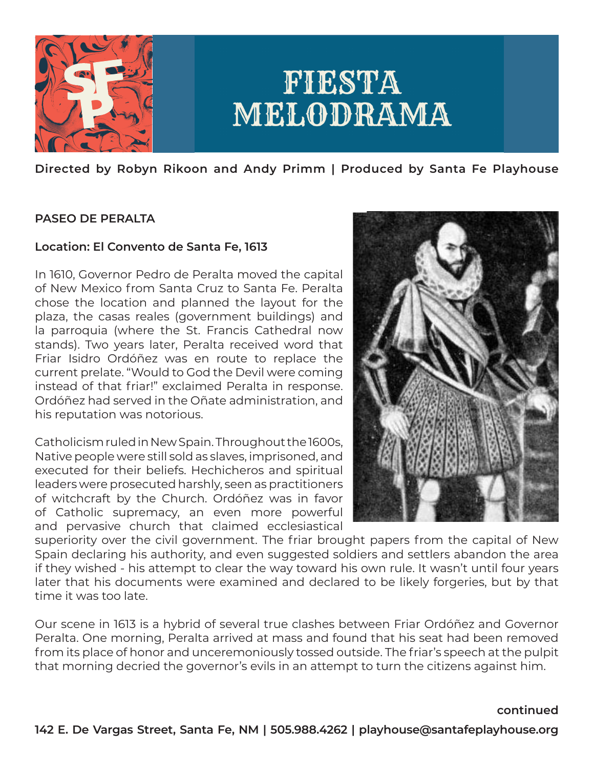# FIESTA MELODRAMA

**Directed by Robyn Rikoon and Andy Primm | Produced by Santa Fe Playhouse**

**PASEO DE PERALTA**

**Location: El Convento de Santa Fe, 1613**

In 1610, Governor Pedro de Peralta moved the capital of New Mexico from Santa Cruz to Santa Fe. Peralta chose the location and planned the layout for the plaza, the casas reales (government buildings) and la parroquia (where the St. Francis Cathedral now stands). Two years later, Peralta received word that Friar Isidro Ordóñez was en route to replace the current prelate. "Would to God the Devil were coming instead of that friar!" exclaimed Peralta in response. Ordóñez had served in the Oñate administration, and his reputation was notorious.

Catholicism ruled in New Spain. Throughout the 1600s, Native people were still sold as slaves, imprisoned, and executed for their beliefs. Hechicheros and spiritual leaders were prosecuted harshly, seen as practitioners of witchcraft by the Church. Ordóñez was in favor of Catholic supremacy, an even more powerful and pervasive church that claimed ecclesiastical superiority over the civil government. The friar brought papers from the capital of New Spain declaring his authority, and even suggested soldiers and settlers abandon the area if they wished - his attempt to clear the way toward his own rule. It wasn't until four years later that his documents were examined and declared to be likely forgeries, but by that time it was too late.

Our scene in 1613 is a hybrid of several true clashes between Friar Ordóñez and Governor Peralta. One morning, Peralta arrived at mass and found that his seat had been removed from its place of honor and unceremoniously tossed outside. The friar's speech at the pulpit that morning decried the governor's evils in an attempt to turn the citizens against him.

**continued**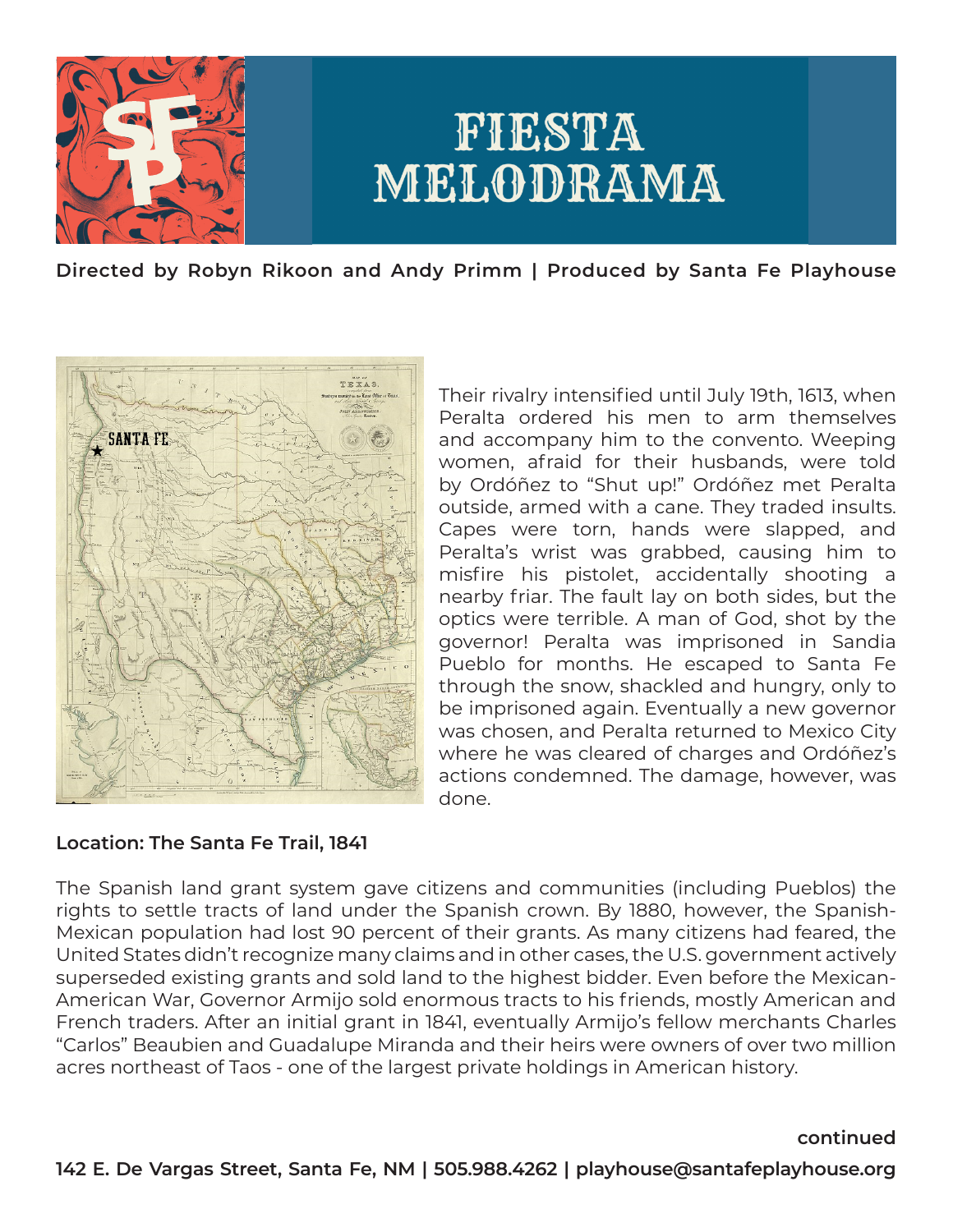# FIESTA MELODRAMA

**Directed by Robyn Rikoon and Andy Primm | Produced by Santa Fe Playhouse**

Their rivalry intensified until July 19th, 1613, when Peralta ordered his men to arm themselves and accompany him to the convento. Weeping women, afraid for their husbands, were told by Ordóñez to "Shut up!" Ordóñez met Peralta outside, armed with a cane. They traded insults. Capes were torn, hands were slapped, and Peralta's wrist was grabbed, causing him to misfire his pistolet, accidentally shooting a nearby friar. The fault lay on both sides, but the optics were terrible. A man of God, shot by the governor! Peralta was imprisoned in Sandia Pueblo for months. He escaped to Santa Fe through the snow, shackled and hungry, only to be imprisoned again. Eventually a new governor was chosen, and Peralta returned to Mexico City where he was cleared of charges and Ordóñez's actions condemned. The damage, however, was done.

**Location: The Santa Fe Trail, 1841**

The Spanish land grant system gave citizens and communities (including Pueblos) the rights to settle tracts of land under the Spanish crown. By 1880, however, the Spanish-Mexican population had lost 90 percent of their grants. As many citizens had feared, the United States didn't recognize many claims and in other cases, the U.S. government actively superseded existing grants and sold land to the highest bidder. Even before the Mexican-American War, Governor Armijo sold enormous tracts to his friends, mostly American and French traders. After an initial grant in 1841, eventually Armijo's fellow merchants Charles "Carlos" Beaubien and Guadalupe Miranda and their heirs were owners of over two million acres northeast of Taos - one of the largest private holdings in American history.

**continued**

**142 E. De Vargas Street, Santa Fe, NM | 505.988.4262 | playhouse@santafeplayhouse.org**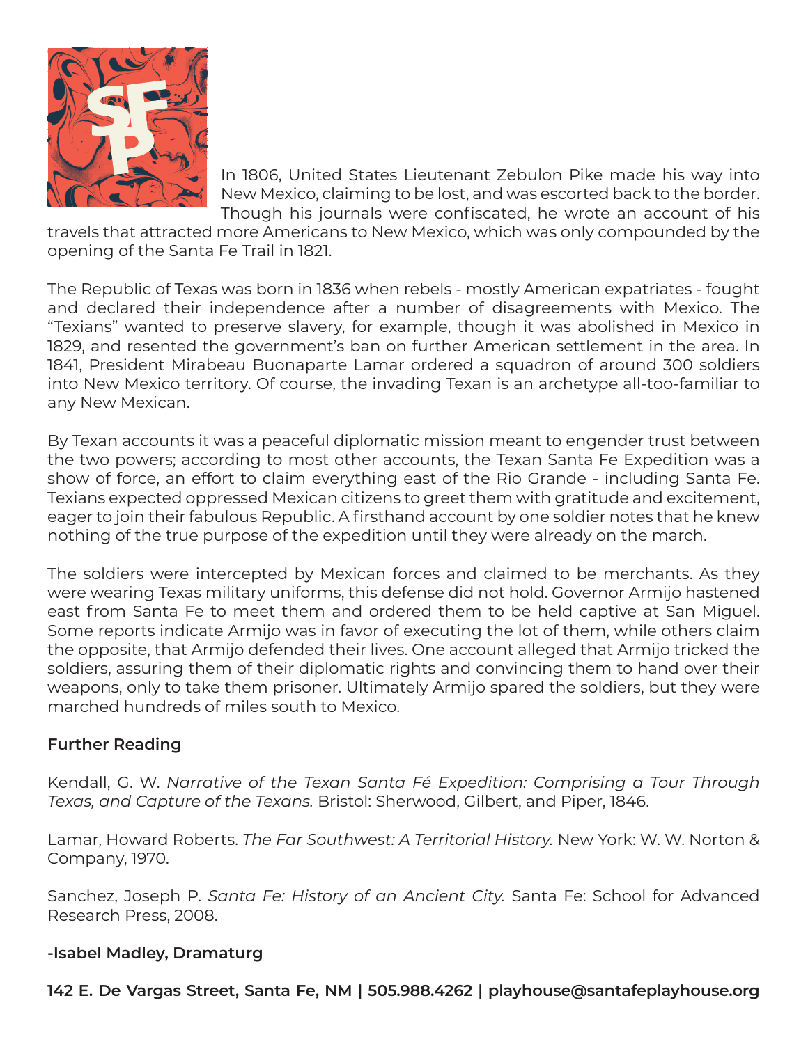In 1806, United States Lieutenant Zebulon Pike made his way into New Mexico, claiming to be lost, and was escorted back to the border. Though his journals were confiscated, he wrote an account of his travels that attracted more Americans to New Mexico, which was only compounded by the opening of the Santa Fe Trail in 1821.

The Republic of Texas was born in 1836 when rebels - mostly American expatriates - fought and declared their independence after a number of disagreements with Mexico. The "Texians" wanted to preserve slavery, for example, though it was abolished in Mexico in 1829, and resented the government's ban on further American settlement in the area. In 1841, President Mirabeau Buonaparte Lamar ordered a squadron of around 300 soldiers into New Mexico territory. Of course, the invading Texan is an archetype all-too-familiar to any New Mexican.

By Texan accounts it was a peaceful diplomatic mission meant to engender trust between the two powers; according to most other accounts, the Texan Santa Fe Expedition was a show of force, an effort to claim everything east of the Rio Grande - including Santa Fe. Texians expected oppressed Mexican citizens to greet them with gratitude and excitement, eager to join their fabulous Republic. A firsthand account by one soldier notes that he knew nothing of the true purpose of the expedition until they were already on the march.

The soldiers were intercepted by Mexican forces and claimed to be merchants. As they were wearing Texas military uniforms, this defense did not hold. Governor Armijo hastened east from Santa Fe to meet them and ordered them to be held captive at San Miguel. Some reports indicate Armijo was in favor of executing the lot of them, while others claim the opposite, that Armijo defended their lives. One account alleged that Armijo tricked the soldiers, assuring them of their diplomatic rights and convincing them to hand over their weapons, only to take them prisoner. Ultimately Armijo spared the soldiers, but they were marched hundreds of miles south to Mexico.

**Further Reading**

Kendall, G. W. *Narrative of the Texan Santa Fé Expedition: Comprising a Tour Through Texas, and Capture of the Texans.* Bristol: Sherwood, Gilbert, and Piper, 1846.

Lamar, Howard Roberts. *The Far Southwest: A Territorial History.* New York: W. W. Norton & Company, 1970.

Sanchez, Joseph P. *Santa Fe: History of an Ancient City.* Santa Fe: School for Advanced Research Press, 2008.

**-Isabel Madley, Dramaturg**

**142 E. De Vargas Street, Santa Fe, NM | 505.988.4262 | playhouse@santafeplayhouse.org**